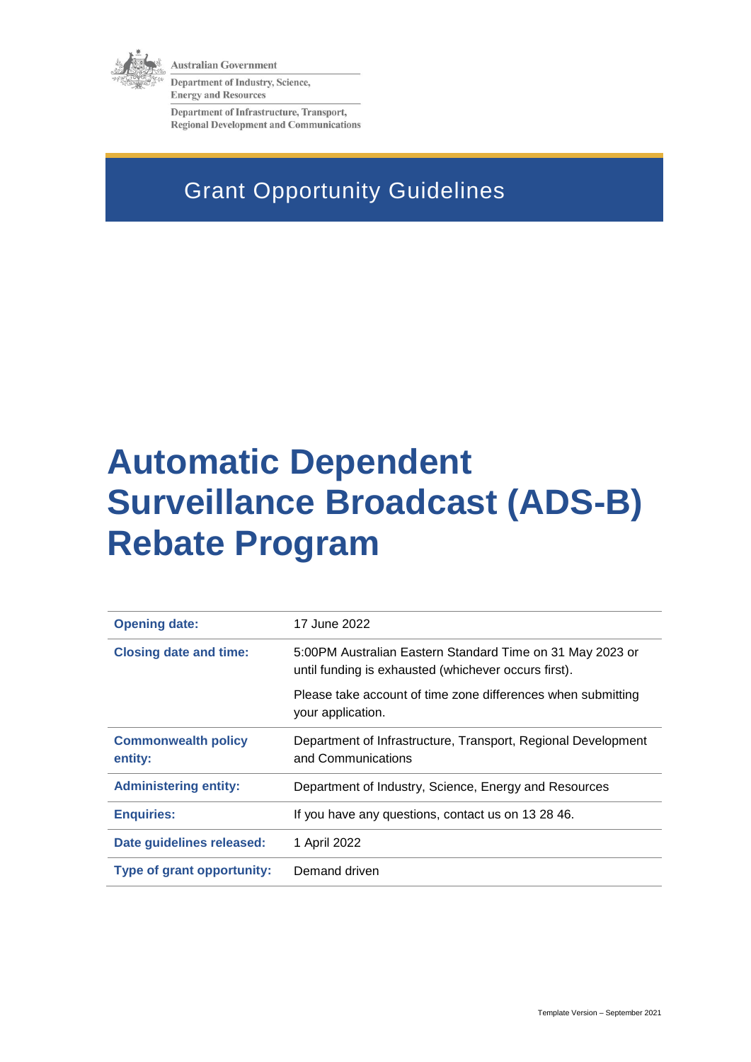Australian Government

Department of Industry, Science, Energy and Resources

Department of Infrastructure, Transport, Regional Development and Communications

Grant Opportunity Guidelines

# Automatic Dependent Surveillance Broadcast (ADS-B) Rebate Program

| | |
|---|---|
| **Opening date:** | 17 June 2022 |
| **Closing date and time:** | 5:00PM Australian Eastern Standard Time on 31 May 2023 or until funding is exhausted (whichever occurs first). Please take account of time zone differences when submitting your application. |
| **Commonwealth policy entity:** | Department of Infrastructure, Transport, Regional Development and Communications |
| **Administering entity:** | Department of Industry, Science, Energy and Resources |
| **Enquiries:** | If you have any questions, contact us on 13 28 46. |
| **Date guidelines released:** | 1 April 2022 |
| **Type of grant opportunity:** | Demand driven |

Template Version – September 2021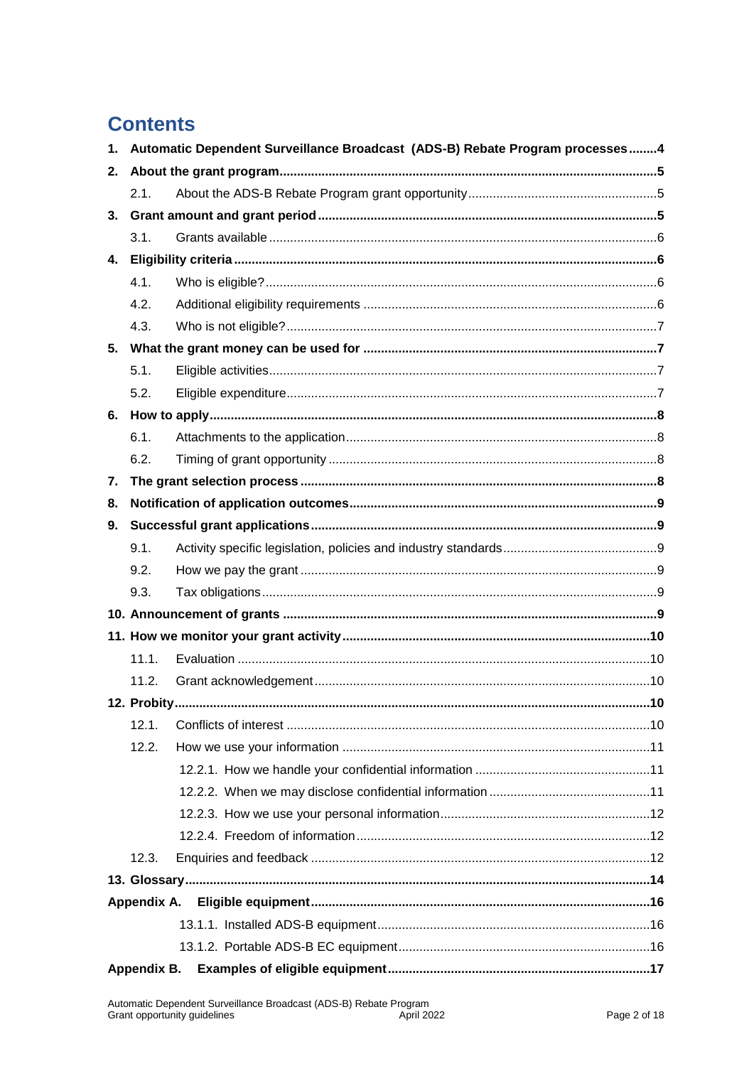# Contents

1. **Automatic Dependent Surveillance Broadcast (ADS-B) Rebate Program processes ........4**
2. **About the grant program........................................................................................................5**
   - 2.1. About the ADS-B Rebate Program grant opportunity......................................................5
3. **Grant amount and grant period ..............................................................................................5**
   - 3.1. Grants available ..............................................................................................................6
4. **Eligibility criteria .....................................................................................................................6**
   - 4.1. Who is eligible?...............................................................................................................6
   - 4.2. Additional eligibility requirements ...................................................................................6
   - 4.3. Who is not eligible?.........................................................................................................7
5. **What the grant money can be used for ..................................................................................7**
   - 5.1. Eligible activities..............................................................................................................7
   - 5.2. Eligible expenditure.........................................................................................................7
6. **How to apply.............................................................................................................................8**
   - 6.1. Attachments to the application........................................................................................8
   - 6.2. Timing of grant opportunity .............................................................................................8
7. **The grant selection process ....................................................................................................8**
8. **Notification of application outcomes......................................................................................9**
9. **Successful grant applications.................................................................................................9**
   - 9.1. Activity specific legislation, policies and industry standards............................................9
   - 9.2. How we pay the grant .....................................................................................................9
   - 9.3. Tax obligations................................................................................................................9
10. **Announcement of grants .........................................................................................................9**
11. **How we monitor your grant activity......................................................................................10**
    - 11.1. Evaluation .....................................................................................................................10
    - 11.2. Grant acknowledgement...............................................................................................10
12. **Probity.....................................................................................................................................10**
    - 12.1. Conflicts of interest .......................................................................................................10
    - 12.2. How we use your information .......................................................................................11
      - 12.2.1. How we handle your confidential information .................................................11
      - 12.2.2. When we may disclose confidential information .............................................11
      - 12.2.3. How we use your personal information...........................................................12
      - 12.2.4. Freedom of information...................................................................................12
    - 12.3. Enquiries and feedback ................................................................................................12
13. **Glossary..................................................................................................................................14**

**Appendix A. Eligible equipment..........................................................................................16**
- 13.1.1. Installed ADS-B equipment.............................................................................16
- 13.1.2. Portable ADS-B EC equipment.......................................................................16

**Appendix B. Examples of eligible equipment.........................................................................17**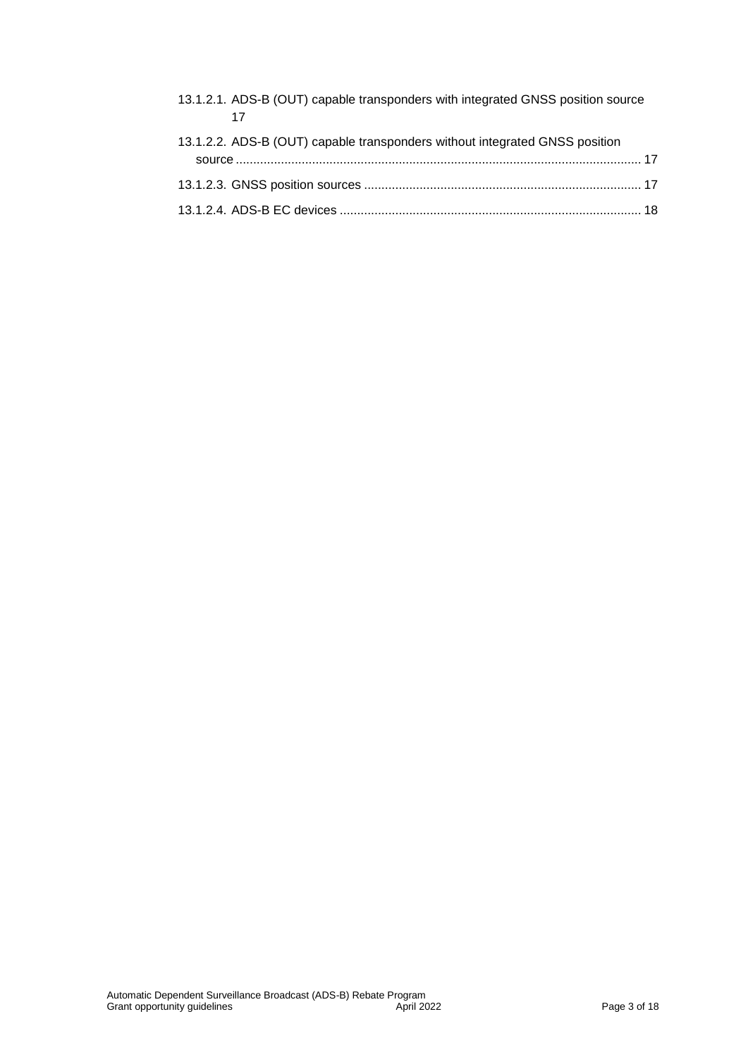13.1.2.1. ADS-B (OUT) capable transponders with integrated GNSS position source 17

13.1.2.2. ADS-B (OUT) capable transponders without integrated GNSS position source ... 17

13.1.2.3. GNSS position sources ... 17

13.1.2.4. ADS-B EC devices ... 18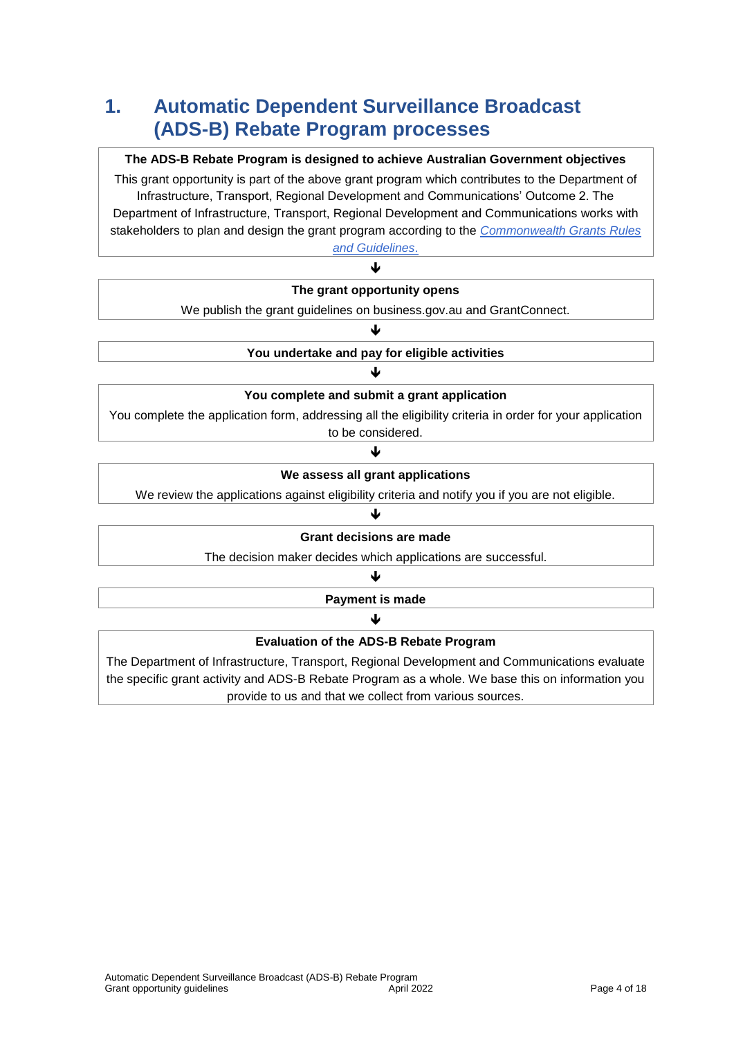# 1. Automatic Dependent Surveillance Broadcast (ADS-B) Rebate Program processes

**The ADS-B Rebate Program is designed to achieve Australian Government objectives**

This grant opportunity is part of the above grant program which contributes to the Department of Infrastructure, Transport, Regional Development and Communications' Outcome 2. The Department of Infrastructure, Transport, Regional Development and Communications works with stakeholders to plan and design the grant program according to the *Commonwealth Grants Rules and Guidelines*.

↓

**The grant opportunity opens**

We publish the grant guidelines on business.gov.au and GrantConnect.

↓

**You undertake and pay for eligible activities**

↓

**You complete and submit a grant application**

You complete the application form, addressing all the eligibility criteria in order for your application to be considered.

↓

**We assess all grant applications**

We review the applications against eligibility criteria and notify you if you are not eligible.

↓

**Grant decisions are made**

The decision maker decides which applications are successful.

↓

**Payment is made**

↓

**Evaluation of the ADS-B Rebate Program**

The Department of Infrastructure, Transport, Regional Development and Communications evaluate the specific grant activity and ADS-B Rebate Program as a whole. We base this on information you provide to us and that we collect from various sources.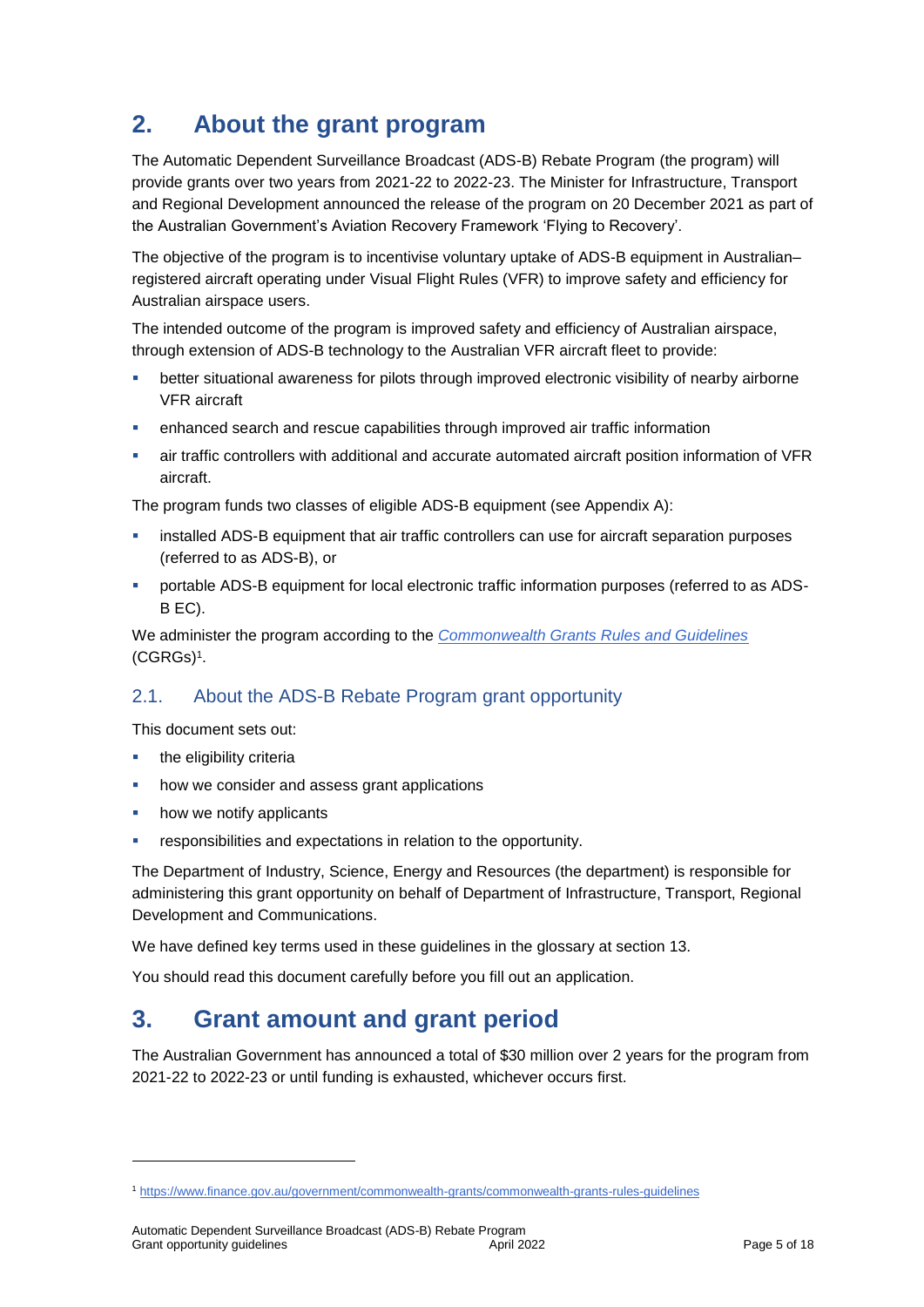## 2. About the grant program

The Automatic Dependent Surveillance Broadcast (ADS-B) Rebate Program (the program) will provide grants over two years from 2021-22 to 2022-23. The Minister for Infrastructure, Transport and Regional Development announced the release of the program on 20 December 2021 as part of the Australian Government's Aviation Recovery Framework 'Flying to Recovery'.

The objective of the program is to incentivise voluntary uptake of ADS-B equipment in Australian–registered aircraft operating under Visual Flight Rules (VFR) to improve safety and efficiency for Australian airspace users.

The intended outcome of the program is improved safety and efficiency of Australian airspace, through extension of ADS-B technology to the Australian VFR aircraft fleet to provide:

- better situational awareness for pilots through improved electronic visibility of nearby airborne VFR aircraft
- enhanced search and rescue capabilities through improved air traffic information
- air traffic controllers with additional and accurate automated aircraft position information of VFR aircraft.

The program funds two classes of eligible ADS-B equipment (see Appendix A):

- installed ADS-B equipment that air traffic controllers can use for aircraft separation purposes (referred to as ADS-B), or
- portable ADS-B equipment for local electronic traffic information purposes (referred to as ADS-B EC).

We administer the program according to the [*Commonwealth Grants Rules and Guidelines*](https://www.finance.gov.au/government/commonwealth-grants/commonwealth-grants-rules-guidelines) (CGRGs)[1].

### 2.1. About the ADS-B Rebate Program grant opportunity

This document sets out:

- the eligibility criteria
- how we consider and assess grant applications
- how we notify applicants
- responsibilities and expectations in relation to the opportunity.

The Department of Industry, Science, Energy and Resources (the department) is responsible for administering this grant opportunity on behalf of Department of Infrastructure, Transport, Regional Development and Communications.

We have defined key terms used in these guidelines in the glossary at section 13.

You should read this document carefully before you fill out an application.

## 3. Grant amount and grant period

The Australian Government has announced a total of $30 million over 2 years for the program from 2021-22 to 2022-23 or until funding is exhausted, whichever occurs first.

---

[1] https://www.finance.gov.au/government/commonwealth-grants/commonwealth-grants-rules-guidelines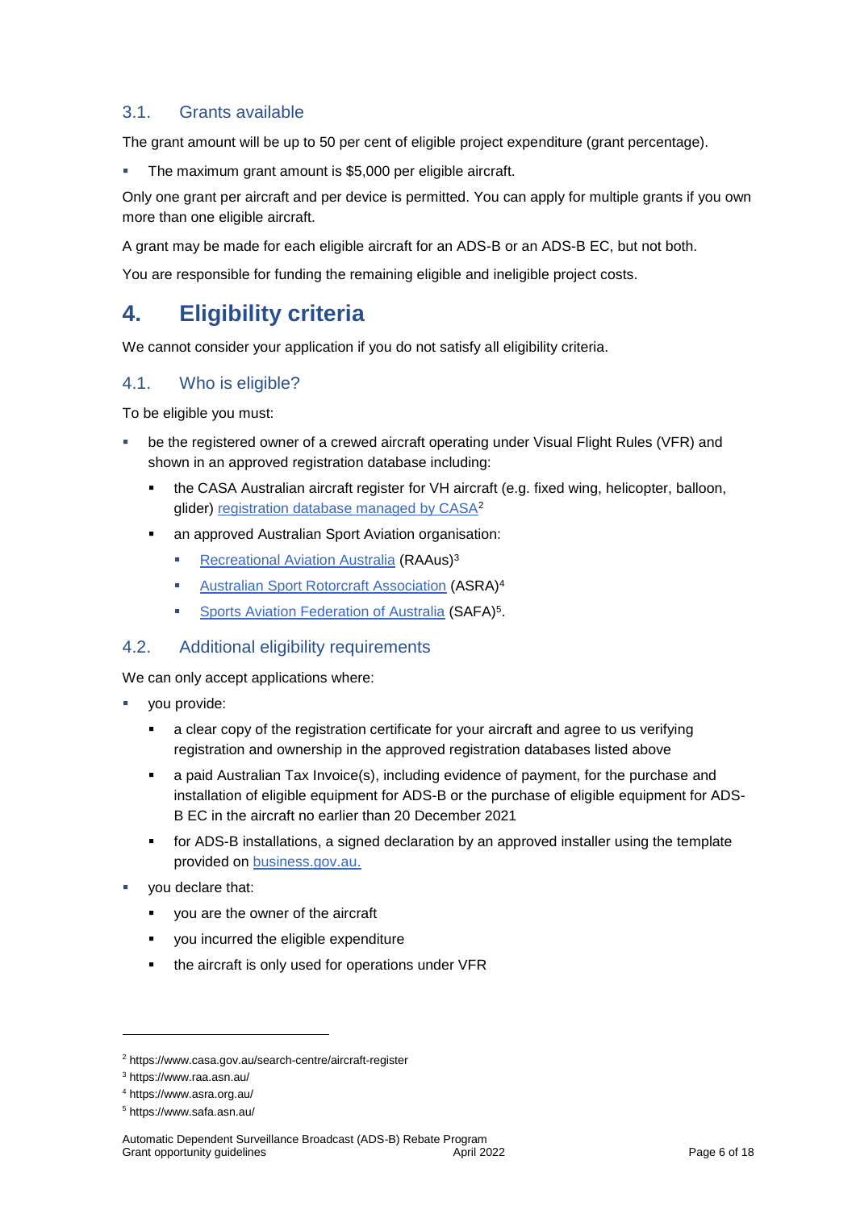### 3.1. Grants available

The grant amount will be up to 50 per cent of eligible project expenditure (grant percentage).

- The maximum grant amount is $5,000 per eligible aircraft.

Only one grant per aircraft and per device is permitted. You can apply for multiple grants if you own more than one eligible aircraft.

A grant may be made for each eligible aircraft for an ADS-B or an ADS-B EC, but not both.

You are responsible for funding the remaining eligible and ineligible project costs.

## 4. Eligibility criteria

We cannot consider your application if you do not satisfy all eligibility criteria.

### 4.1. Who is eligible?

To be eligible you must:

- be the registered owner of a crewed aircraft operating under Visual Flight Rules (VFR) and shown in an approved registration database including:
  - the CASA Australian aircraft register for VH aircraft (e.g. fixed wing, helicopter, balloon, glider) registration database managed by CASA[2]
  - an approved Australian Sport Aviation organisation:
    - Recreational Aviation Australia (RAAus)[3]
    - Australian Sport Rotorcraft Association (ASRA)[4]
    - Sports Aviation Federation of Australia (SAFA)[5].

### 4.2. Additional eligibility requirements

We can only accept applications where:

- you provide:
  - a clear copy of the registration certificate for your aircraft and agree to us verifying registration and ownership in the approved registration databases listed above
  - a paid Australian Tax Invoice(s), including evidence of payment, for the purchase and installation of eligible equipment for ADS-B or the purchase of eligible equipment for ADS-B EC in the aircraft no earlier than 20 December 2021
  - for ADS-B installations, a signed declaration by an approved installer using the template provided on business.gov.au.
- you declare that:
  - you are the owner of the aircraft
  - you incurred the eligible expenditure
  - the aircraft is only used for operations under VFR

---

[2] https://www.casa.gov.au/search-centre/aircraft-register

[3] https://www.raa.asn.au/

[4] https://www.asra.org.au/

[5] https://www.safa.asn.au/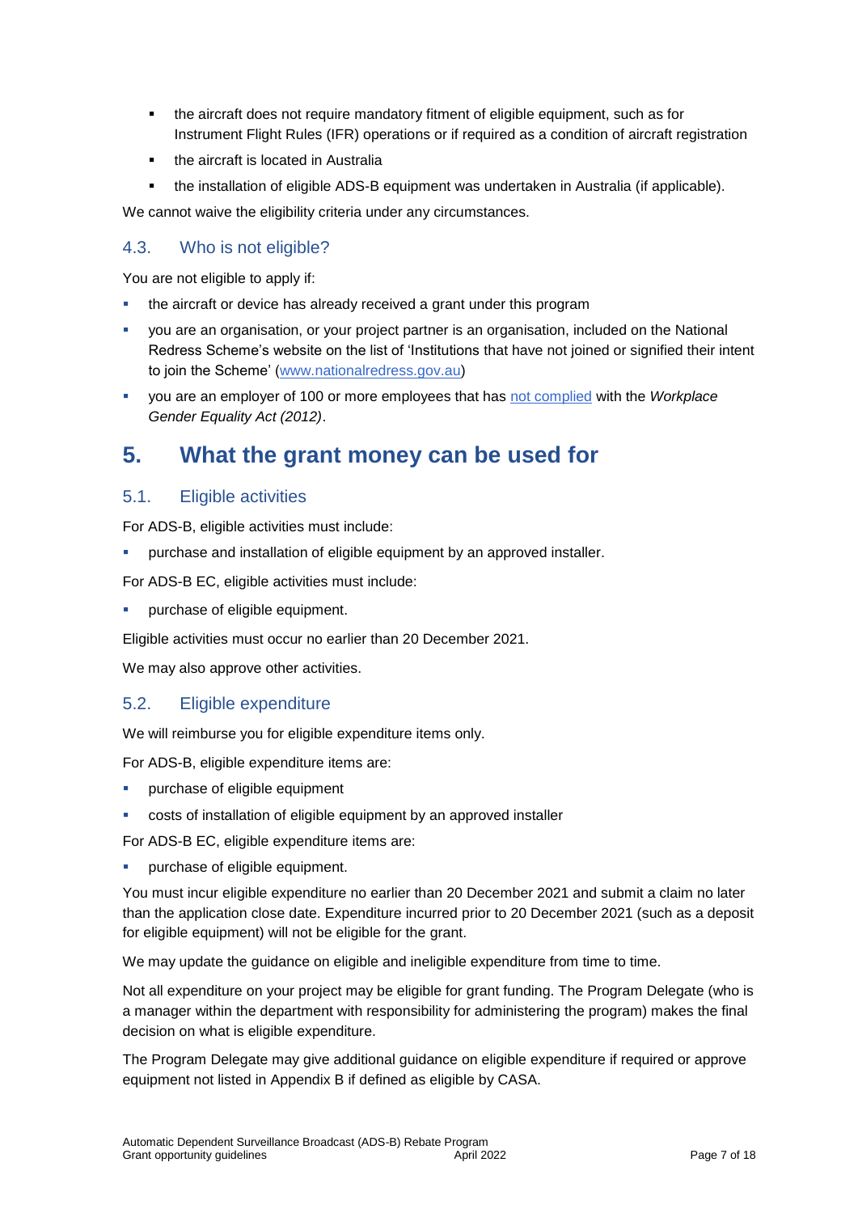- the aircraft does not require mandatory fitment of eligible equipment, such as for Instrument Flight Rules (IFR) operations or if required as a condition of aircraft registration
- the aircraft is located in Australia
- the installation of eligible ADS-B equipment was undertaken in Australia (if applicable).

We cannot waive the eligibility criteria under any circumstances.

### 4.3. Who is not eligible?

You are not eligible to apply if:

- the aircraft or device has already received a grant under this program
- you are an organisation, or your project partner is an organisation, included on the National Redress Scheme's website on the list of 'Institutions that have not joined or signified their intent to join the Scheme' ([www.nationalredress.gov.au](www.nationalredress.gov.au))
- you are an employer of 100 or more employees that has [not complied]() with the *Workplace Gender Equality Act (2012)*.

## 5. What the grant money can be used for

### 5.1. Eligible activities

For ADS-B, eligible activities must include:

- purchase and installation of eligible equipment by an approved installer.

For ADS-B EC, eligible activities must include:

- purchase of eligible equipment.

Eligible activities must occur no earlier than 20 December 2021.

We may also approve other activities.

### 5.2. Eligible expenditure

We will reimburse you for eligible expenditure items only.

For ADS-B, eligible expenditure items are:

- purchase of eligible equipment
- costs of installation of eligible equipment by an approved installer

For ADS-B EC, eligible expenditure items are:

- purchase of eligible equipment.

You must incur eligible expenditure no earlier than 20 December 2021 and submit a claim no later than the application close date. Expenditure incurred prior to 20 December 2021 (such as a deposit for eligible equipment) will not be eligible for the grant.

We may update the guidance on eligible and ineligible expenditure from time to time.

Not all expenditure on your project may be eligible for grant funding. The Program Delegate (who is a manager within the department with responsibility for administering the program) makes the final decision on what is eligible expenditure.

The Program Delegate may give additional guidance on eligible expenditure if required or approve equipment not listed in Appendix B if defined as eligible by CASA.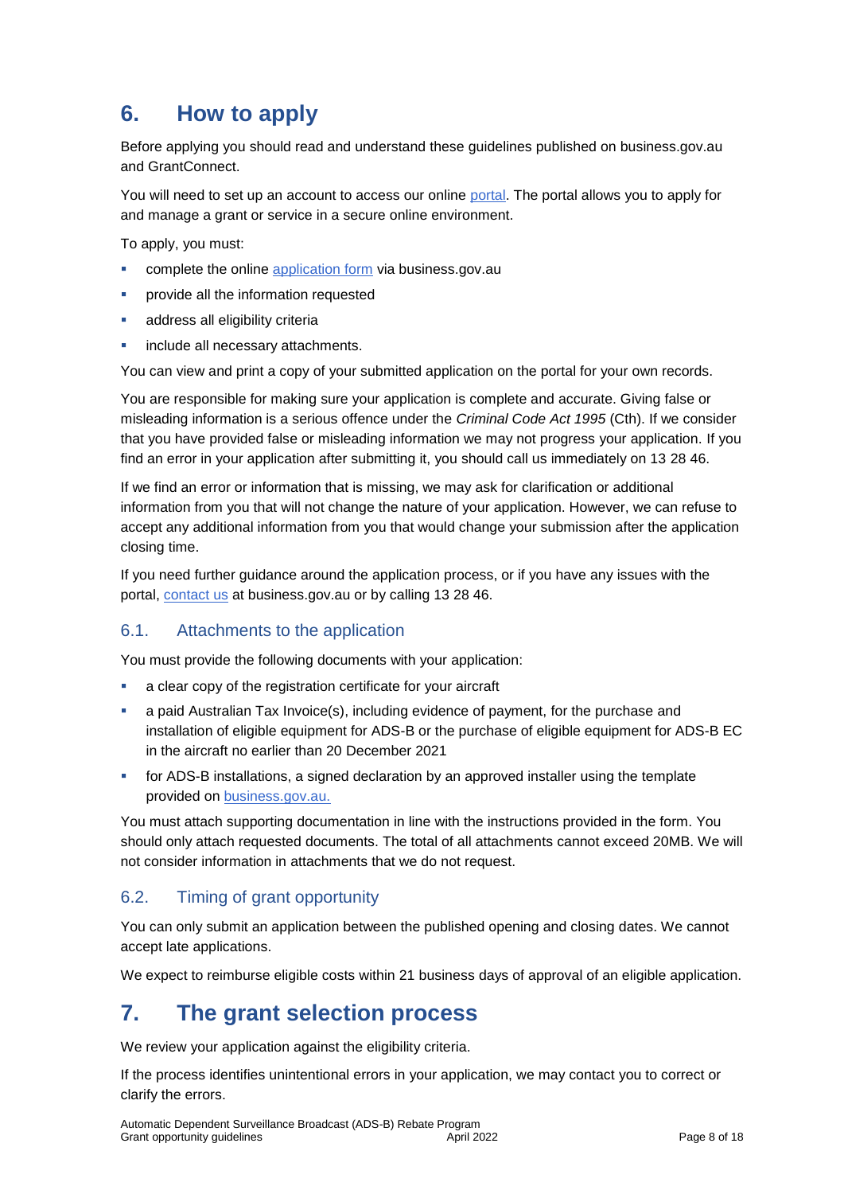# 6. How to apply

Before applying you should read and understand these guidelines published on business.gov.au and GrantConnect.

You will need to set up an account to access our online portal. The portal allows you to apply for and manage a grant or service in a secure online environment.

To apply, you must:

- complete the online application form via business.gov.au
- provide all the information requested
- address all eligibility criteria
- include all necessary attachments.

You can view and print a copy of your submitted application on the portal for your own records.

You are responsible for making sure your application is complete and accurate. Giving false or misleading information is a serious offence under the *Criminal Code Act 1995* (Cth). If we consider that you have provided false or misleading information we may not progress your application. If you find an error in your application after submitting it, you should call us immediately on 13 28 46.

If we find an error or information that is missing, we may ask for clarification or additional information from you that will not change the nature of your application. However, we can refuse to accept any additional information from you that would change your submission after the application closing time.

If you need further guidance around the application process, or if you have any issues with the portal, contact us at business.gov.au or by calling 13 28 46.

## 6.1. Attachments to the application

You must provide the following documents with your application:

- a clear copy of the registration certificate for your aircraft
- a paid Australian Tax Invoice(s), including evidence of payment, for the purchase and installation of eligible equipment for ADS-B or the purchase of eligible equipment for ADS-B EC in the aircraft no earlier than 20 December 2021
- for ADS-B installations, a signed declaration by an approved installer using the template provided on business.gov.au.

You must attach supporting documentation in line with the instructions provided in the form. You should only attach requested documents. The total of all attachments cannot exceed 20MB. We will not consider information in attachments that we do not request.

## 6.2. Timing of grant opportunity

You can only submit an application between the published opening and closing dates. We cannot accept late applications.

We expect to reimburse eligible costs within 21 business days of approval of an eligible application.

# 7. The grant selection process

We review your application against the eligibility criteria.

If the process identifies unintentional errors in your application, we may contact you to correct or clarify the errors.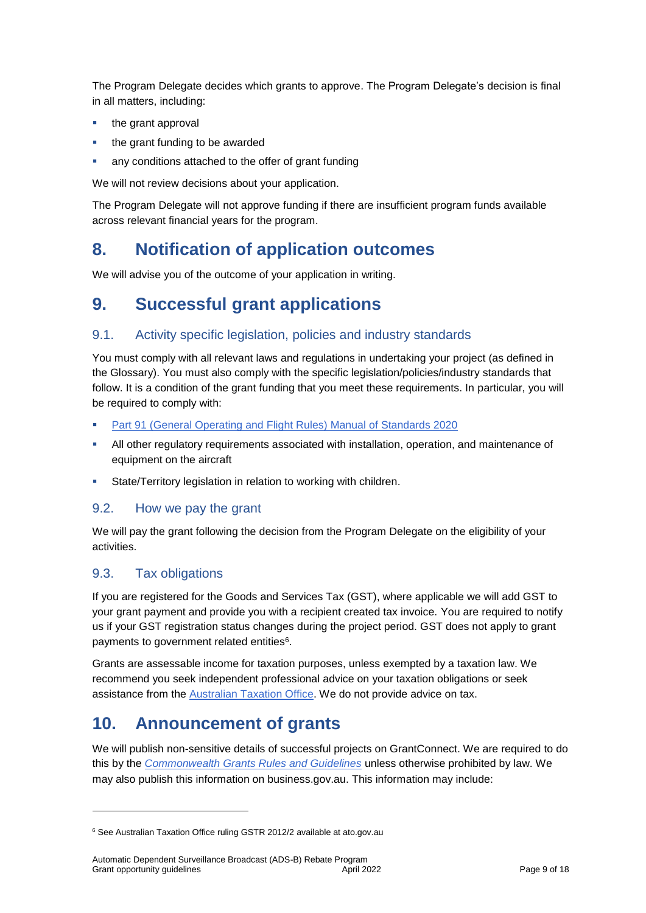The Program Delegate decides which grants to approve. The Program Delegate's decision is final in all matters, including:

- the grant approval
- the grant funding to be awarded
- any conditions attached to the offer of grant funding

We will not review decisions about your application.

The Program Delegate will not approve funding if there are insufficient program funds available across relevant financial years for the program.

# 8. Notification of application outcomes

We will advise you of the outcome of your application in writing.

# 9. Successful grant applications

## 9.1. Activity specific legislation, policies and industry standards

You must comply with all relevant laws and regulations in undertaking your project (as defined in the Glossary). You must also comply with the specific legislation/policies/industry standards that follow. It is a condition of the grant funding that you meet these requirements. In particular, you will be required to comply with:

- Part 91 (General Operating and Flight Rules) Manual of Standards 2020
- All other regulatory requirements associated with installation, operation, and maintenance of equipment on the aircraft
- State/Territory legislation in relation to working with children.

## 9.2. How we pay the grant

We will pay the grant following the decision from the Program Delegate on the eligibility of your activities.

## 9.3. Tax obligations

If you are registered for the Goods and Services Tax (GST), where applicable we will add GST to your grant payment and provide you with a recipient created tax invoice. You are required to notify us if your GST registration status changes during the project period. GST does not apply to grant payments to government related entities[6].

Grants are assessable income for taxation purposes, unless exempted by a taxation law. We recommend you seek independent professional advice on your taxation obligations or seek assistance from the Australian Taxation Office. We do not provide advice on tax.

# 10. Announcement of grants

We will publish non-sensitive details of successful projects on GrantConnect. We are required to do this by the *Commonwealth Grants Rules and Guidelines* unless otherwise prohibited by law. We may also publish this information on business.gov.au. This information may include:

---

[6] See Australian Taxation Office ruling GSTR 2012/2 available at ato.gov.au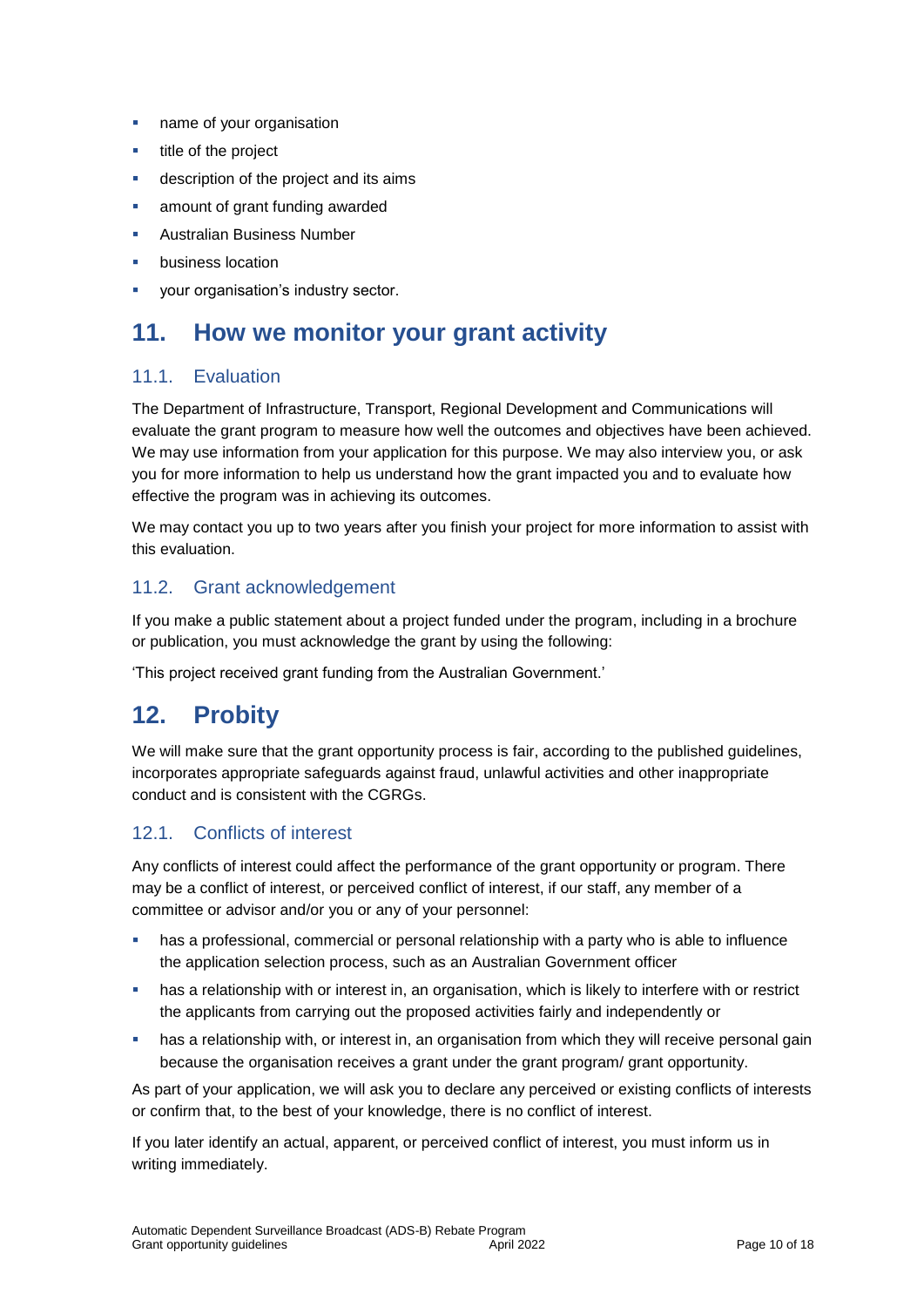- name of your organisation
- title of the project
- description of the project and its aims
- amount of grant funding awarded
- Australian Business Number
- business location
- your organisation's industry sector.

# 11. How we monitor your grant activity

## 11.1. Evaluation

The Department of Infrastructure, Transport, Regional Development and Communications will evaluate the grant program to measure how well the outcomes and objectives have been achieved. We may use information from your application for this purpose. We may also interview you, or ask you for more information to help us understand how the grant impacted you and to evaluate how effective the program was in achieving its outcomes.

We may contact you up to two years after you finish your project for more information to assist with this evaluation.

## 11.2. Grant acknowledgement

If you make a public statement about a project funded under the program, including in a brochure or publication, you must acknowledge the grant by using the following:

'This project received grant funding from the Australian Government.'

# 12. Probity

We will make sure that the grant opportunity process is fair, according to the published guidelines, incorporates appropriate safeguards against fraud, unlawful activities and other inappropriate conduct and is consistent with the CGRGs.

## 12.1. Conflicts of interest

Any conflicts of interest could affect the performance of the grant opportunity or program. There may be a conflict of interest, or perceived conflict of interest, if our staff, any member of a committee or advisor and/or you or any of your personnel:

- has a professional, commercial or personal relationship with a party who is able to influence the application selection process, such as an Australian Government officer
- has a relationship with or interest in, an organisation, which is likely to interfere with or restrict the applicants from carrying out the proposed activities fairly and independently or
- has a relationship with, or interest in, an organisation from which they will receive personal gain because the organisation receives a grant under the grant program/ grant opportunity.

As part of your application, we will ask you to declare any perceived or existing conflicts of interests or confirm that, to the best of your knowledge, there is no conflict of interest.

If you later identify an actual, apparent, or perceived conflict of interest, you must inform us in writing immediately.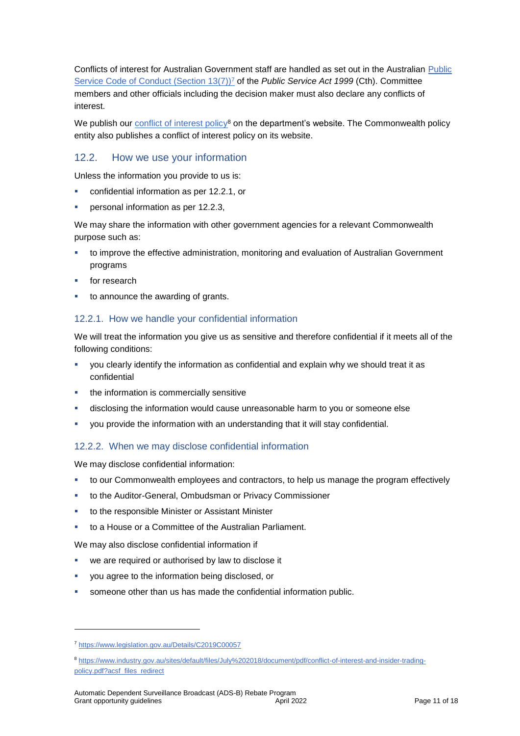Conflicts of interest for Australian Government staff are handled as set out in the Australian [Public Service Code of Conduct (Section 13(7))](https://www.legislation.gov.au/Details/C2019C00057)[7] of the *Public Service Act 1999* (Cth). Committee members and other officials including the decision maker must also declare any conflicts of interest.

We publish our [conflict of interest policy](https://www.industry.gov.au/sites/default/files/July%202018/document/pdf/conflict-of-interest-and-insider-trading-policy.pdf?acsf_files_redirect)[8] on the department's website. The Commonwealth policy entity also publishes a conflict of interest policy on its website.

## 12.2. How we use your information

Unless the information you provide to us is:

- confidential information as per 12.2.1, or
- personal information as per 12.2.3,

We may share the information with other government agencies for a relevant Commonwealth purpose such as:

- to improve the effective administration, monitoring and evaluation of Australian Government programs
- for research
- to announce the awarding of grants.

### 12.2.1. How we handle your confidential information

We will treat the information you give us as sensitive and therefore confidential if it meets all of the following conditions:

- you clearly identify the information as confidential and explain why we should treat it as confidential
- the information is commercially sensitive
- disclosing the information would cause unreasonable harm to you or someone else
- you provide the information with an understanding that it will stay confidential.

### 12.2.2. When we may disclose confidential information

We may disclose confidential information:

- to our Commonwealth employees and contractors, to help us manage the program effectively
- to the Auditor-General, Ombudsman or Privacy Commissioner
- to the responsible Minister or Assistant Minister
- to a House or a Committee of the Australian Parliament.

We may also disclose confidential information if

- we are required or authorised by law to disclose it
- you agree to the information being disclosed, or
- someone other than us has made the confidential information public.

---

[7] https://www.legislation.gov.au/Details/C2019C00057

[8] https://www.industry.gov.au/sites/default/files/July%202018/document/pdf/conflict-of-interest-and-insider-trading-policy.pdf?acsf_files_redirect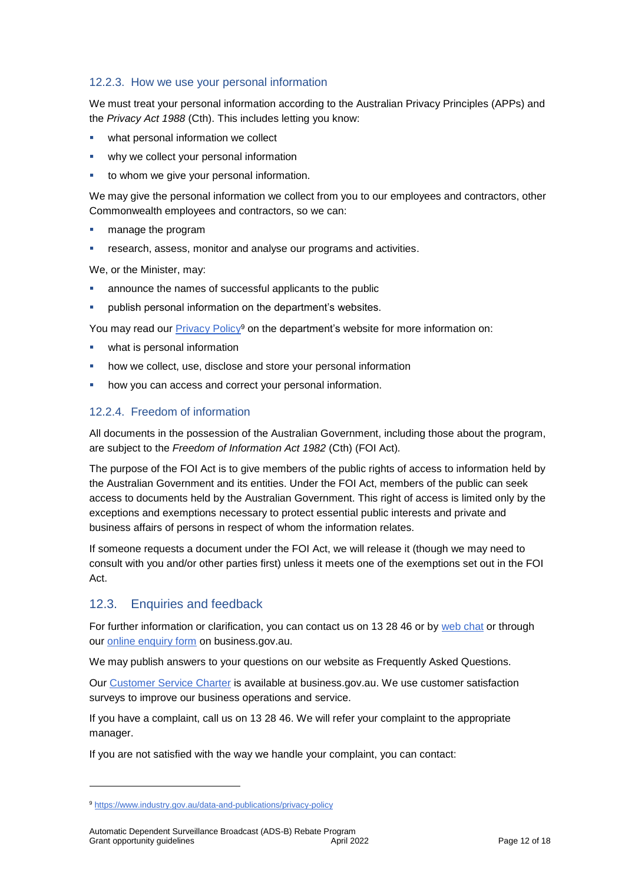### 12.2.3. How we use your personal information

We must treat your personal information according to the Australian Privacy Principles (APPs) and the *Privacy Act 1988* (Cth). This includes letting you know:

- what personal information we collect
- why we collect your personal information
- to whom we give your personal information.

We may give the personal information we collect from you to our employees and contractors, other Commonwealth employees and contractors, so we can:

- manage the program
- research, assess, monitor and analyse our programs and activities.

We, or the Minister, may:

- announce the names of successful applicants to the public
- publish personal information on the department's websites.

You may read our [Privacy Policy](https://www.industry.gov.au/data-and-publications/privacy-policy)[9] on the department's website for more information on:

- what is personal information
- how we collect, use, disclose and store your personal information
- how you can access and correct your personal information.

### 12.2.4. Freedom of information

All documents in the possession of the Australian Government, including those about the program, are subject to the *Freedom of Information Act 1982* (Cth) (FOI Act).

The purpose of the FOI Act is to give members of the public rights of access to information held by the Australian Government and its entities. Under the FOI Act, members of the public can seek access to documents held by the Australian Government. This right of access is limited only by the exceptions and exemptions necessary to protect essential public interests and private and business affairs of persons in respect of whom the information relates.

If someone requests a document under the FOI Act, we will release it (though we may need to consult with you and/or other parties first) unless it meets one of the exemptions set out in the FOI Act.

## 12.3. Enquiries and feedback

For further information or clarification, you can contact us on 13 28 46 or by web chat or through our online enquiry form on business.gov.au.

We may publish answers to your questions on our website as Frequently Asked Questions.

Our Customer Service Charter is available at business.gov.au. We use customer satisfaction surveys to improve our business operations and service.

If you have a complaint, call us on 13 28 46. We will refer your complaint to the appropriate manager.

If you are not satisfied with the way we handle your complaint, you can contact:

---

[9] https://www.industry.gov.au/data-and-publications/privacy-policy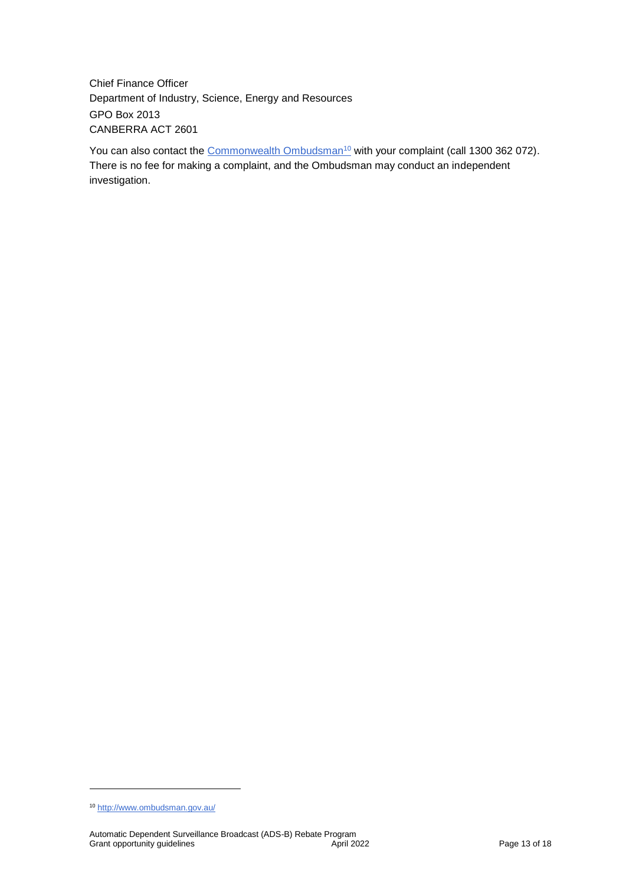Chief Finance Officer
Department of Industry, Science, Energy and Resources
GPO Box 2013
CANBERRA ACT 2601

You can also contact the Commonwealth Ombudsman[10] with your complaint (call 1300 362 072). There is no fee for making a complaint, and the Ombudsman may conduct an independent investigation.

[10] http://www.ombudsman.gov.au/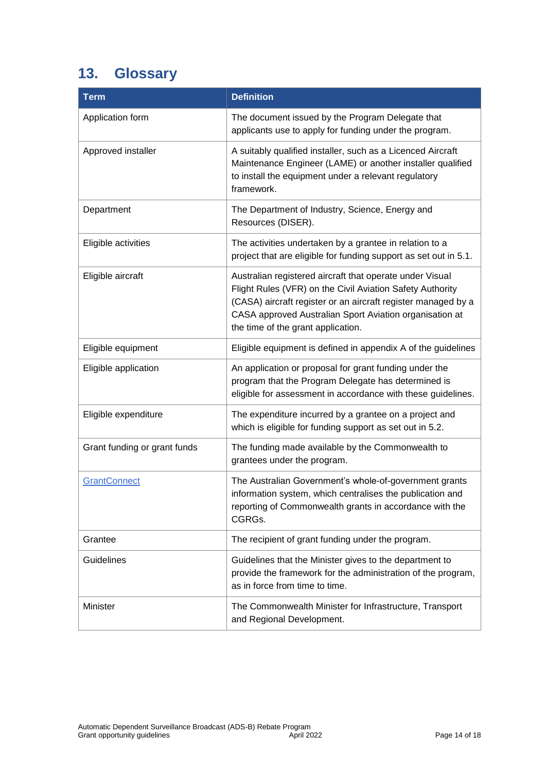## 13. Glossary

| Term | Definition |
| --- | --- |
| Application form | The document issued by the Program Delegate that applicants use to apply for funding under the program. |
| Approved installer | A suitably qualified installer, such as a Licenced Aircraft Maintenance Engineer (LAME) or another installer qualified to install the equipment under a relevant regulatory framework. |
| Department | The Department of Industry, Science, Energy and Resources (DISER). |
| Eligible activities | The activities undertaken by a grantee in relation to a project that are eligible for funding support as set out in 5.1. |
| Eligible aircraft | Australian registered aircraft that operate under Visual Flight Rules (VFR) on the Civil Aviation Safety Authority (CASA) aircraft register or an aircraft register managed by a CASA approved Australian Sport Aviation organisation at the time of the grant application. |
| Eligible equipment | Eligible equipment is defined in appendix A of the guidelines |
| Eligible application | An application or proposal for grant funding under the program that the Program Delegate has determined is eligible for assessment in accordance with these guidelines. |
| Eligible expenditure | The expenditure incurred by a grantee on a project and which is eligible for funding support as set out in 5.2. |
| Grant funding or grant funds | The funding made available by the Commonwealth to grantees under the program. |
| GrantConnect | The Australian Government's whole-of-government grants information system, which centralises the publication and reporting of Commonwealth grants in accordance with the CGRGs. |
| Grantee | The recipient of grant funding under the program. |
| Guidelines | Guidelines that the Minister gives to the department to provide the framework for the administration of the program, as in force from time to time. |
| Minister | The Commonwealth Minister for Infrastructure, Transport and Regional Development. |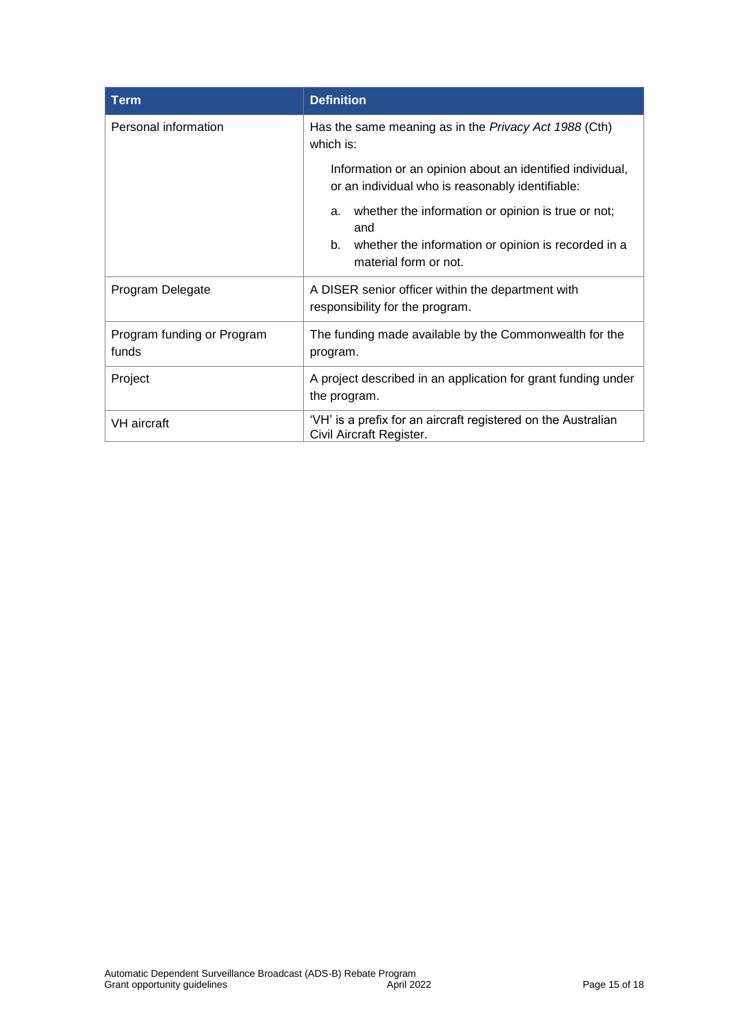| Term | Definition |
| --- | --- |
| Personal information | Has the same meaning as in the *Privacy Act 1988* (Cth) which is: Information or an opinion about an identified individual, or an individual who is reasonably identifiable: a. whether the information or opinion is true or not; and b. whether the information or opinion is recorded in a material form or not. |
| Program Delegate | A DISER senior officer within the department with responsibility for the program. |
| Program funding or Program funds | The funding made available by the Commonwealth for the program. |
| Project | A project described in an application for grant funding under the program. |
| VH aircraft | 'VH' is a prefix for an aircraft registered on the Australian Civil Aircraft Register. |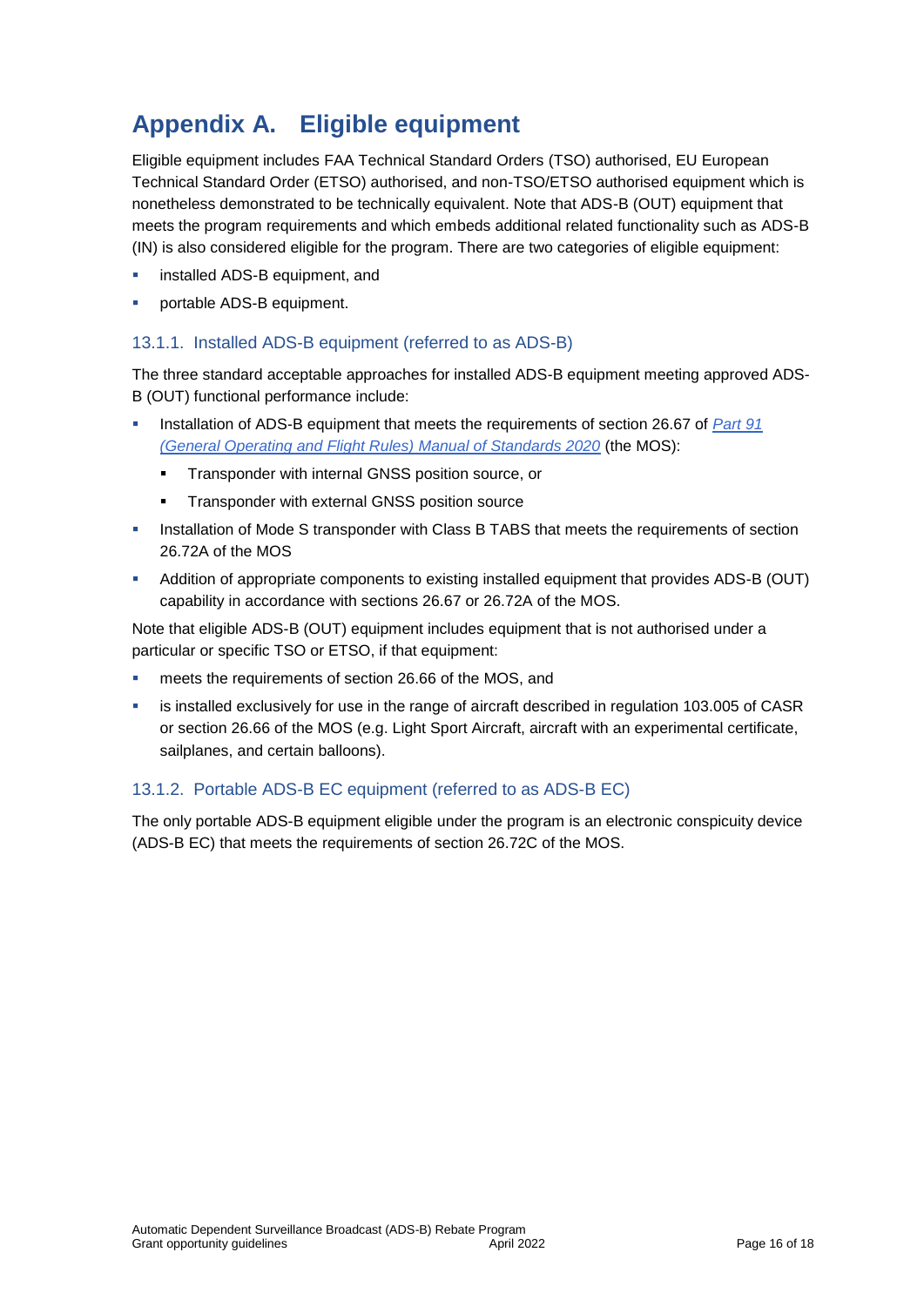# Appendix A. Eligible equipment

Eligible equipment includes FAA Technical Standard Orders (TSO) authorised, EU European Technical Standard Order (ETSO) authorised, and non-TSO/ETSO authorised equipment which is nonetheless demonstrated to be technically equivalent. Note that ADS-B (OUT) equipment that meets the program requirements and which embeds additional related functionality such as ADS-B (IN) is also considered eligible for the program. There are two categories of eligible equipment:

- installed ADS-B equipment, and
- portable ADS-B equipment.

### 13.1.1. Installed ADS-B equipment (referred to as ADS-B)

The three standard acceptable approaches for installed ADS-B equipment meeting approved ADS-B (OUT) functional performance include:

- Installation of ADS-B equipment that meets the requirements of section 26.67 of *Part 91 (General Operating and Flight Rules) Manual of Standards 2020* (the MOS):
  - Transponder with internal GNSS position source, or
  - Transponder with external GNSS position source
- Installation of Mode S transponder with Class B TABS that meets the requirements of section 26.72A of the MOS
- Addition of appropriate components to existing installed equipment that provides ADS-B (OUT) capability in accordance with sections 26.67 or 26.72A of the MOS.

Note that eligible ADS-B (OUT) equipment includes equipment that is not authorised under a particular or specific TSO or ETSO, if that equipment:

- meets the requirements of section 26.66 of the MOS, and
- is installed exclusively for use in the range of aircraft described in regulation 103.005 of CASR or section 26.66 of the MOS (e.g. Light Sport Aircraft, aircraft with an experimental certificate, sailplanes, and certain balloons).

### 13.1.2. Portable ADS-B EC equipment (referred to as ADS-B EC)

The only portable ADS-B equipment eligible under the program is an electronic conspicuity device (ADS-B EC) that meets the requirements of section 26.72C of the MOS.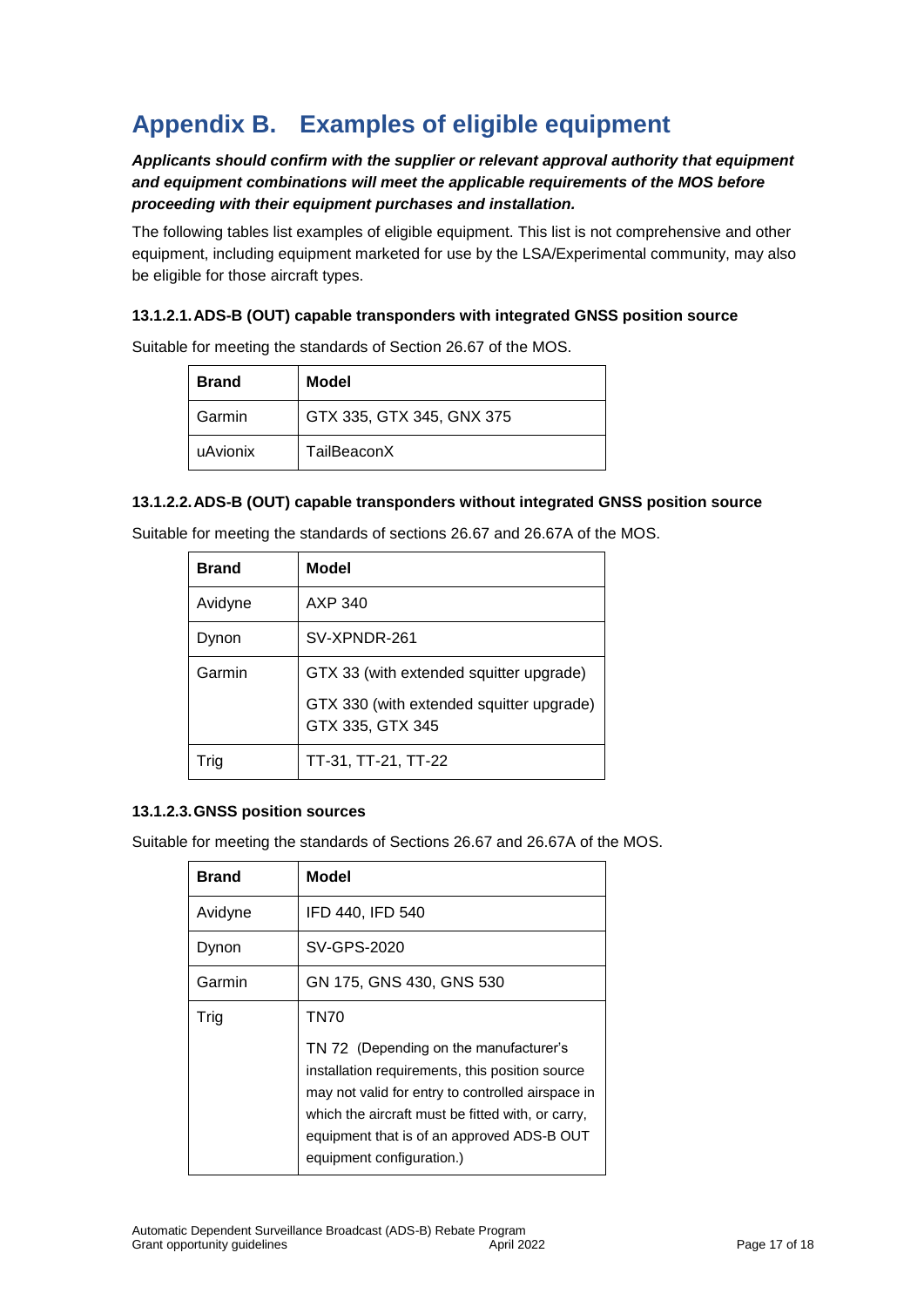# Appendix B. Examples of eligible equipment

***Applicants should confirm with the supplier or relevant approval authority that equipment and equipment combinations will meet the applicable requirements of the MOS before proceeding with their equipment purchases and installation.***

The following tables list examples of eligible equipment. This list is not comprehensive and other equipment, including equipment marketed for use by the LSA/Experimental community, may also be eligible for those aircraft types.

#### 13.1.2.1. ADS-B (OUT) capable transponders with integrated GNSS position source

Suitable for meeting the standards of Section 26.67 of the MOS.

| Brand | Model |
| --- | --- |
| Garmin | GTX 335, GTX 345, GNX 375 |
| uAvionix | TailBeaconX |

#### 13.1.2.2. ADS-B (OUT) capable transponders without integrated GNSS position source

Suitable for meeting the standards of sections 26.67 and 26.67A of the MOS.

| Brand | Model |
| --- | --- |
| Avidyne | AXP 340 |
| Dynon | SV-XPNDR-261 |
| Garmin | GTX 33 (with extended squitter upgrade)<br>GTX 330 (with extended squitter upgrade)<br>GTX 335, GTX 345 |
| Trig | TT-31, TT-21, TT-22 |

#### 13.1.2.3. GNSS position sources

Suitable for meeting the standards of Sections 26.67 and 26.67A of the MOS.

| Brand | Model |
| --- | --- |
| Avidyne | IFD 440, IFD 540 |
| Dynon | SV-GPS-2020 |
| Garmin | GN 175, GNS 430, GNS 530 |
| Trig | TN70<br>TN 72 (Depending on the manufacturer's installation requirements, this position source may not valid for entry to controlled airspace in which the aircraft must be fitted with, or carry, equipment that is of an approved ADS-B OUT equipment configuration.) |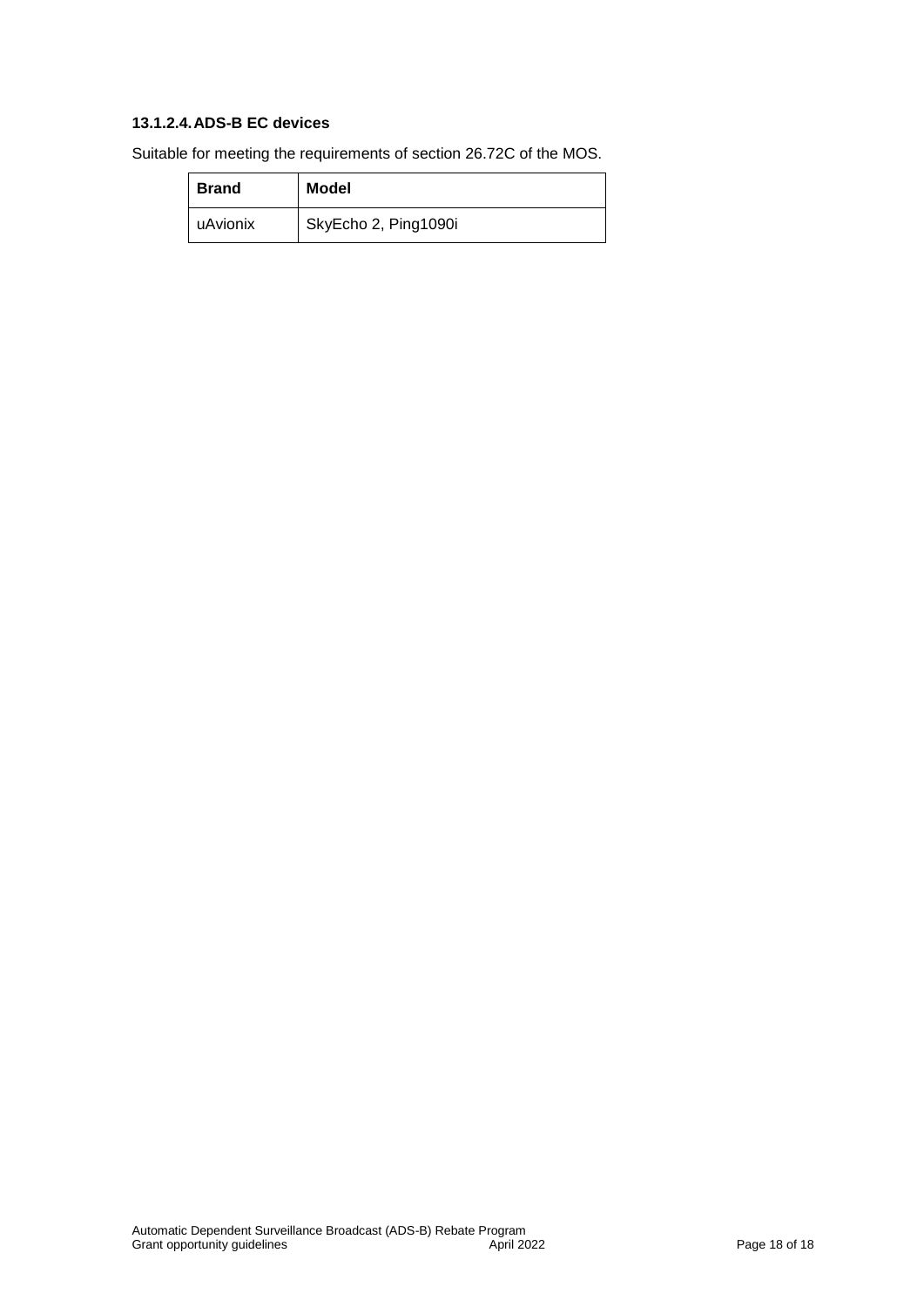#### 13.1.2.4. ADS-B EC devices

Suitable for meeting the requirements of section 26.72C of the MOS.

| Brand | Model |
|---|---|
| uAvionix | SkyEcho 2, Ping1090i |